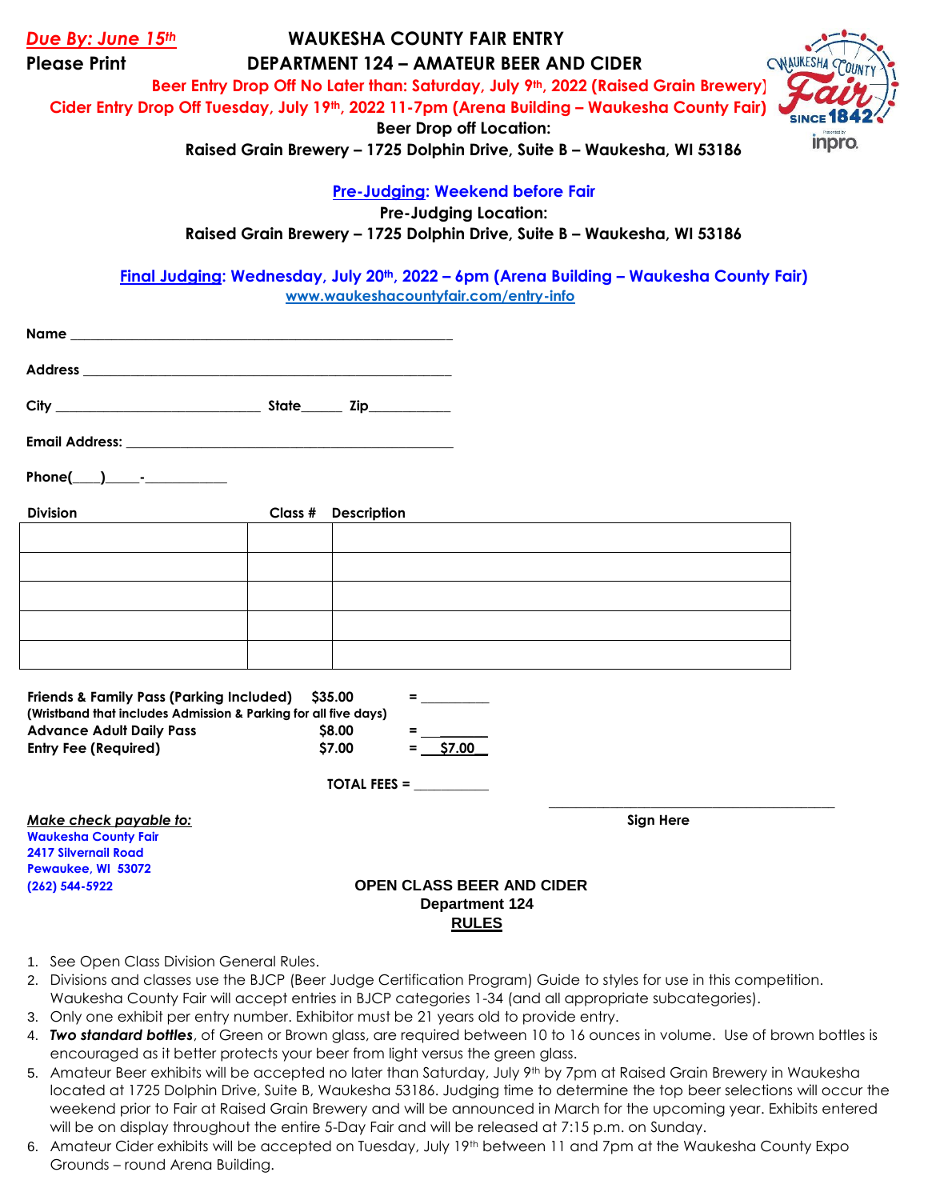***Due By: June 15th***

**Please Print**

# WAUKESHA COUNTY FAIR ENTRY
## DEPARTMENT 124 – AMATEUR BEER AND CIDER

**Beer Entry Drop Off No Later than: Saturday, July 9th, 2022 (Raised Grain Brewery)**

**Cider Entry Drop Off Tuesday, July 19th, 2022 11-7pm (Arena Building – Waukesha County Fair)**

**Beer Drop off Location:**

**Raised Grain Brewery – 1725 Dolphin Drive, Suite B – Waukesha, WI 53186**

**Pre-Judging: Weekend before Fair**

**Pre-Judging Location:**

**Raised Grain Brewery – 1725 Dolphin Drive, Suite B – Waukesha, WI 53186**

**Final Judging: Wednesday, July 20th, 2022 – 6pm (Arena Building – Waukesha County Fair)**

www.waukeshacountyfair.com/entry-info

**Name** ______________________________________________

**Address** ____________________________________________

**City** __________________________ **State**______ **Zip**___________

**Email Address:** ______________________________________

**Phone(**____**)**_____**-**___________

| Division | Class # | Description |
|---|---|---|
| | | |
| | | |
| | | |
| | | |
| | | |

**Friends & Family Pass (Parking Included)** **$35.00** = _________
**(Wristband that includes Admission & Parking for all five days)**
**Advance Adult Daily Pass** **$8.00** = _________
**Entry Fee (Required)** **$7.00** = **$7.00**

**TOTAL FEES =** __________

_______________________________________
**Sign Here**

***Make check payable to:***
**Waukesha County Fair**
**2417 Silvernail Road**
**Pewaukee, WI 53072**
**(262) 544-5922**

## OPEN CLASS BEER AND CIDER
### Department 124
### RULES

1. See Open Class Division General Rules.
2. Divisions and classes use the BJCP (Beer Judge Certification Program) Guide to styles for use in this competition. Waukesha County Fair will accept entries in BJCP categories 1-34 (and all appropriate subcategories).
3. Only one exhibit per entry number. Exhibitor must be 21 years old to provide entry.
4. ***Two standard bottles***, of Green or Brown glass, are required between 10 to 16 ounces in volume. Use of brown bottles is encouraged as it better protects your beer from light versus the green glass.
5. Amateur Beer exhibits will be accepted no later than Saturday, July 9th by 7pm at Raised Grain Brewery in Waukesha located at 1725 Dolphin Drive, Suite B, Waukesha 53186. Judging time to determine the top beer selections will occur the weekend prior to Fair at Raised Grain Brewery and will be announced in March for the upcoming year. Exhibits entered will be on display throughout the entire 5-Day Fair and will be released at 7:15 p.m. on Sunday.
6. Amateur Cider exhibits will be accepted on Tuesday, July 19th between 11 and 7pm at the Waukesha County Expo Grounds – round Arena Building.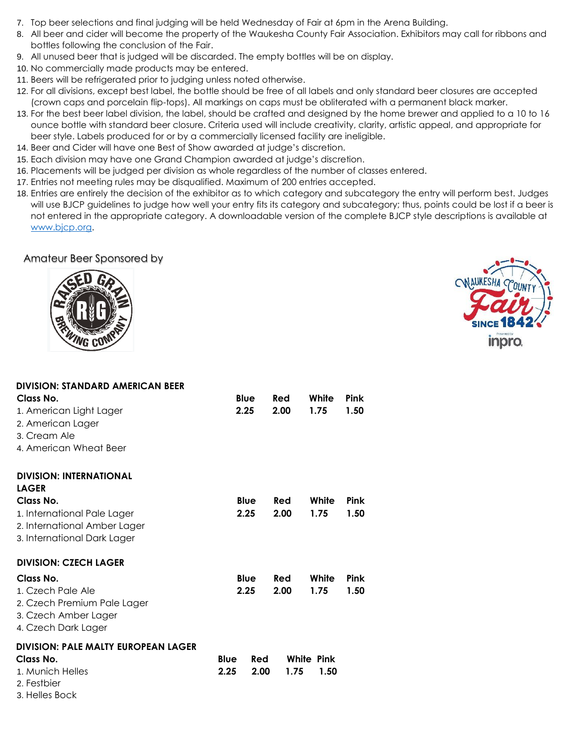7. Top beer selections and final judging will be held Wednesday of Fair at 6pm in the Arena Building.
8. All beer and cider will become the property of the Waukesha County Fair Association. Exhibitors may call for ribbons and bottles following the conclusion of the Fair.
9. All unused beer that is judged will be discarded. The empty bottles will be on display.
10. No commercially made products may be entered.
11. Beers will be refrigerated prior to judging unless noted otherwise.
12. For all divisions, except best label, the bottle should be free of all labels and only standard beer closures are accepted (crown caps and porcelain flip-tops). All markings on caps must be obliterated with a permanent black marker.
13. For the best beer label division, the label, should be crafted and designed by the home brewer and applied to a 10 to 16 ounce bottle with standard beer closure. Criteria used will include creativity, clarity, artistic appeal, and appropriate for beer style. Labels produced for or by a commercially licensed facility are ineligible.
14. Beer and Cider will have one Best of Show awarded at judge's discretion.
15. Each division may have one Grand Champion awarded at judge's discretion.
16. Placements will be judged per division as whole regardless of the number of classes entered.
17. Entries not meeting rules may be disqualified. Maximum of 200 entries accepted.
18. Entries are entirely the decision of the exhibitor as to which category and subcategory the entry will perform best. Judges will use BJCP guidelines to judge how well your entry fits its category and subcategory; thus, points could be lost if a beer is not entered in the appropriate category. A downloadable version of the complete BJCP style descriptions is available at [www.bjcp.org](http://www.bjcp.org).

Amateur Beer Sponsored by

**DIVISION: STANDARD AMERICAN BEER**

| Class No. | Blue | Red | White | Pink |
|---|---|---|---|---|
| 1. American Light Lager | 2.25 | 2.00 | 1.75 | 1.50 |
| 2. American Lager | | | | |
| 3. Cream Ale | | | | |
| 4. American Wheat Beer | | | | |

**DIVISION: INTERNATIONAL LAGER**

| Class No. | Blue | Red | White | Pink |
|---|---|---|---|---|
| 1. International Pale Lager | 2.25 | 2.00 | 1.75 | 1.50 |
| 2. International Amber Lager | | | | |
| 3. International Dark Lager | | | | |

**DIVISION: CZECH LAGER**

| Class No. | Blue | Red | White | Pink |
|---|---|---|---|---|
| 1. Czech Pale Ale | 2.25 | 2.00 | 1.75 | 1.50 |
| 2. Czech Premium Pale Lager | | | | |
| 3. Czech Amber Lager | | | | |
| 4. Czech Dark Lager | | | | |

**DIVISION: PALE MALTY EUROPEAN LAGER**

| Class No. | Blue | Red | White | Pink |
|---|---|---|---|---|
| 1. Munich Helles | 2.25 | 2.00 | 1.75 | 1.50 |
| 2. Festbier | | | | |
| 3. Helles Bock | | | | |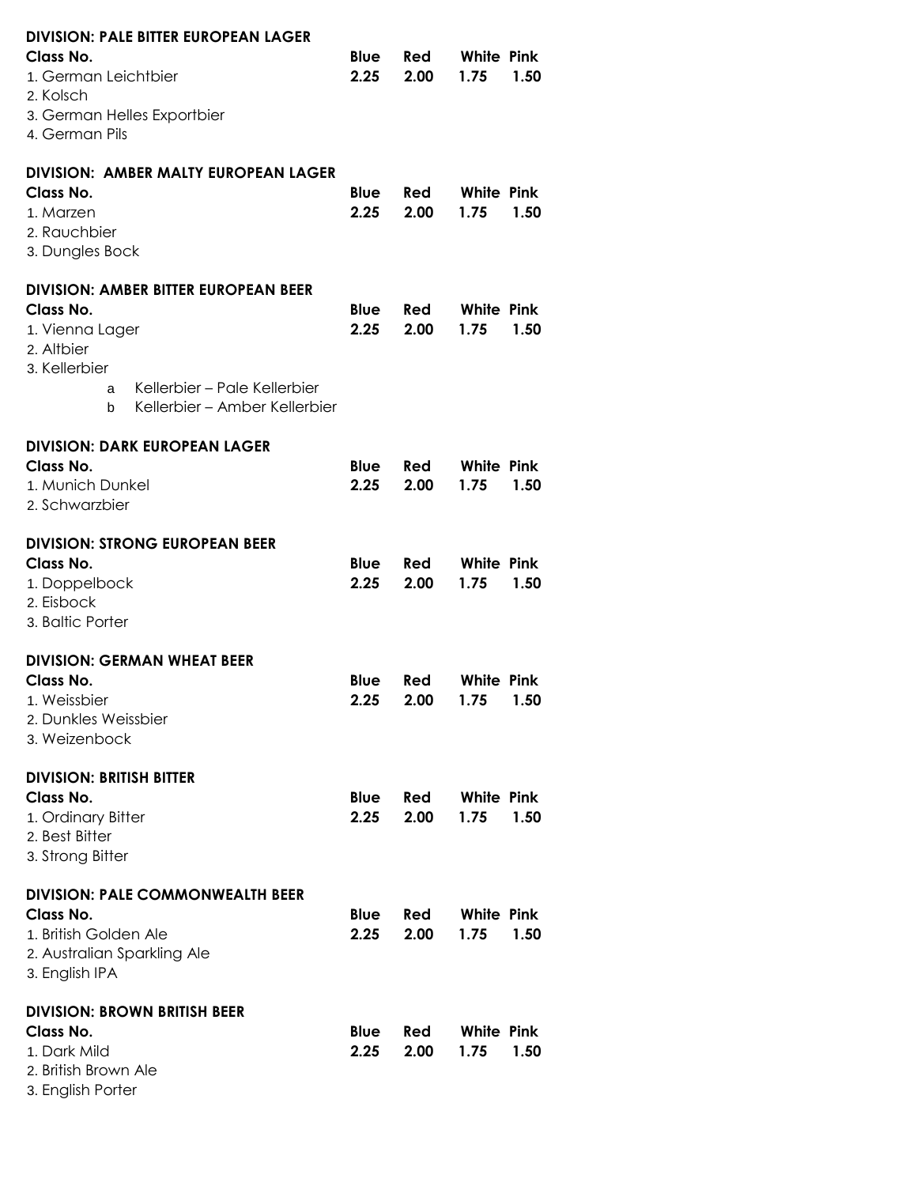**DIVISION: PALE BITTER EUROPEAN LAGER**

| Class No. | Blue | Red | White | Pink |
|---|---|---|---|---|
| 1. German Leichtbier | **2.25** | **2.00** | **1.75** | **1.50** |
| 2. Kolsch | | | | |
| 3. German Helles Exportbier | | | | |
| 4. German Pils | | | | |

**DIVISION: AMBER MALTY EUROPEAN LAGER**

| Class No. | Blue | Red | White | Pink |
|---|---|---|---|---|
| 1. Marzen | **2.25** | **2.00** | **1.75** | **1.50** |
| 2. Rauchbier | | | | |
| 3. Dungles Bock | | | | |

**DIVISION: AMBER BITTER EUROPEAN BEER**

| Class No. | Blue | Red | White | Pink |
|---|---|---|---|---|
| 1. Vienna Lager | **2.25** | **2.00** | **1.75** | **1.50** |
| 2. Altbier | | | | |
| 3. Kellerbier | | | | |
| a Kellerbier – Pale Kellerbier | | | | |
| b Kellerbier – Amber Kellerbier | | | | |

**DIVISION: DARK EUROPEAN LAGER**

| Class No. | Blue | Red | White | Pink |
|---|---|---|---|---|
| 1. Munich Dunkel | **2.25** | **2.00** | **1.75** | **1.50** |
| 2. Schwarzbier | | | | |

**DIVISION: STRONG EUROPEAN BEER**

| Class No. | Blue | Red | White | Pink |
|---|---|---|---|---|
| 1. Doppelbock | **2.25** | **2.00** | **1.75** | **1.50** |
| 2. Eisbock | | | | |
| 3. Baltic Porter | | | | |

**DIVISION: GERMAN WHEAT BEER**

| Class No. | Blue | Red | White | Pink |
|---|---|---|---|---|
| 1. Weissbier | **2.25** | **2.00** | **1.75** | **1.50** |
| 2. Dunkles Weissbier | | | | |
| 3. Weizenbock | | | | |

**DIVISION: BRITISH BITTER**

| Class No. | Blue | Red | White | Pink |
|---|---|---|---|---|
| 1. Ordinary Bitter | **2.25** | **2.00** | **1.75** | **1.50** |
| 2. Best Bitter | | | | |
| 3. Strong Bitter | | | | |

**DIVISION: PALE COMMONWEALTH BEER**

| Class No. | Blue | Red | White | Pink |
|---|---|---|---|---|
| 1. British Golden Ale | **2.25** | **2.00** | **1.75** | **1.50** |
| 2. Australian Sparkling Ale | | | | |
| 3. English IPA | | | | |

**DIVISION: BROWN BRITISH BEER**

| Class No. | Blue | Red | White | Pink |
|---|---|---|---|---|
| 1. Dark Mild | **2.25** | **2.00** | **1.75** | **1.50** |
| 2. British Brown Ale | | | | |
| 3. English Porter | | | | |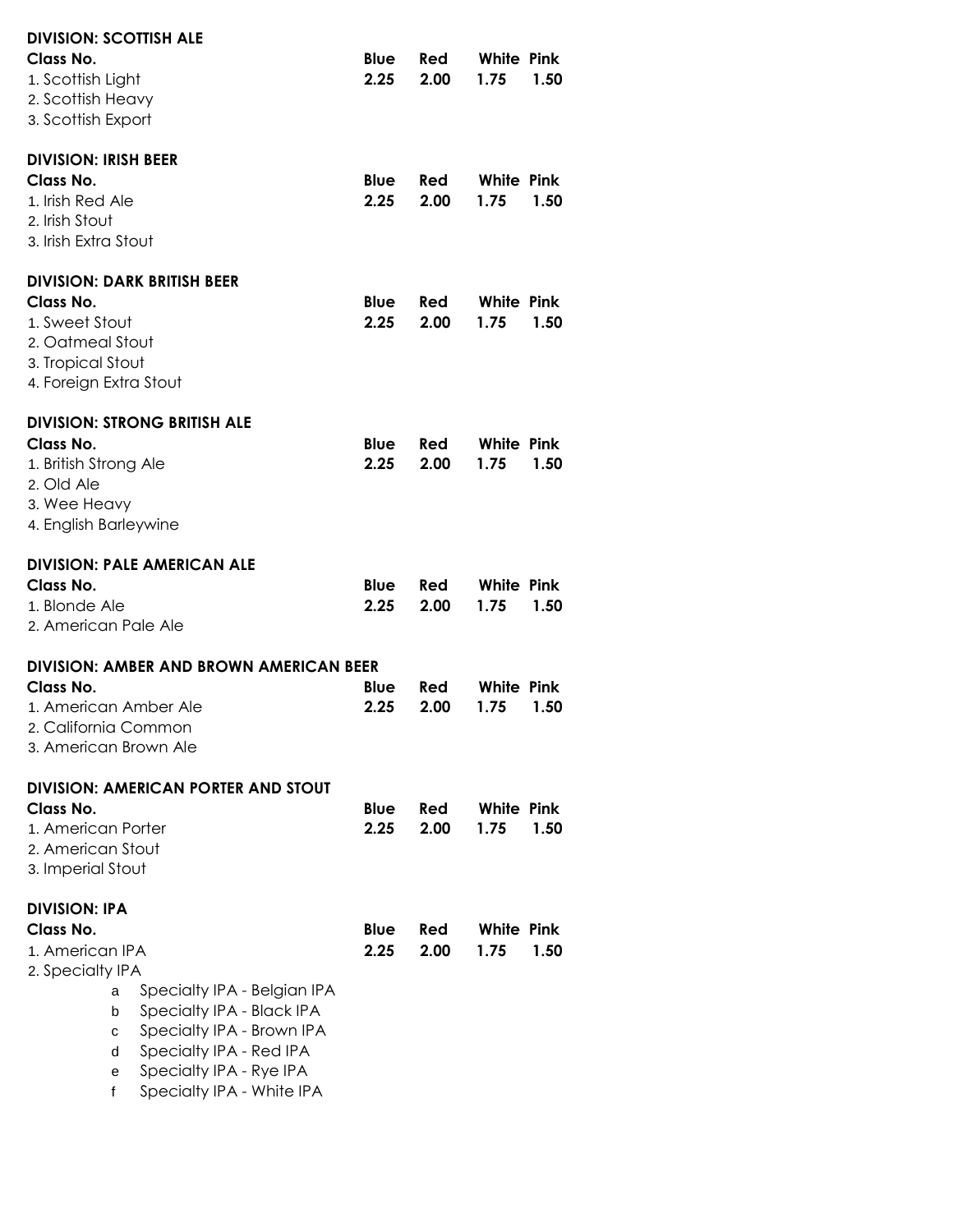**DIVISION: SCOTTISH ALE**

| Class No. | Blue | Red | White | Pink |
|---|---|---|---|---|
| 1. Scottish Light | 2.25 | 2.00 | 1.75 | 1.50 |
| 2. Scottish Heavy | | | | |
| 3. Scottish Export | | | | |

**DIVISION: IRISH BEER**

| Class No. | Blue | Red | White | Pink |
|---|---|---|---|---|
| 1. Irish Red Ale | 2.25 | 2.00 | 1.75 | 1.50 |
| 2. Irish Stout | | | | |
| 3. Irish Extra Stout | | | | |

**DIVISION: DARK BRITISH BEER**

| Class No. | Blue | Red | White | Pink |
|---|---|---|---|---|
| 1. Sweet Stout | 2.25 | 2.00 | 1.75 | 1.50 |
| 2. Oatmeal Stout | | | | |
| 3. Tropical Stout | | | | |
| 4. Foreign Extra Stout | | | | |

**DIVISION: STRONG BRITISH ALE**

| Class No. | Blue | Red | White | Pink |
|---|---|---|---|---|
| 1. British Strong Ale | 2.25 | 2.00 | 1.75 | 1.50 |
| 2. Old Ale | | | | |
| 3. Wee Heavy | | | | |
| 4. English Barleywine | | | | |

**DIVISION: PALE AMERICAN ALE**

| Class No. | Blue | Red | White | Pink |
|---|---|---|---|---|
| 1. Blonde Ale | 2.25 | 2.00 | 1.75 | 1.50 |
| 2. American Pale Ale | | | | |

**DIVISION: AMBER AND BROWN AMERICAN BEER**

| Class No. | Blue | Red | White | Pink |
|---|---|---|---|---|
| 1. American Amber Ale | 2.25 | 2.00 | 1.75 | 1.50 |
| 2. California Common | | | | |
| 3. American Brown Ale | | | | |

**DIVISION: AMERICAN PORTER AND STOUT**

| Class No. | Blue | Red | White | Pink |
|---|---|---|---|---|
| 1. American Porter | 2.25 | 2.00 | 1.75 | 1.50 |
| 2. American Stout | | | | |
| 3. Imperial Stout | | | | |

**DIVISION: IPA**

| Class No. | Blue | Red | White | Pink |
|---|---|---|---|---|
| 1. American IPA | 2.25 | 2.00 | 1.75 | 1.50 |
| 2. Specialty IPA | | | | |
| a. Specialty IPA - Belgian IPA | | | | |
| b. Specialty IPA - Black IPA | | | | |
| c. Specialty IPA - Brown IPA | | | | |
| d. Specialty IPA - Red IPA | | | | |
| e. Specialty IPA - Rye IPA | | | | |
| f. Specialty IPA - White IPA | | | | |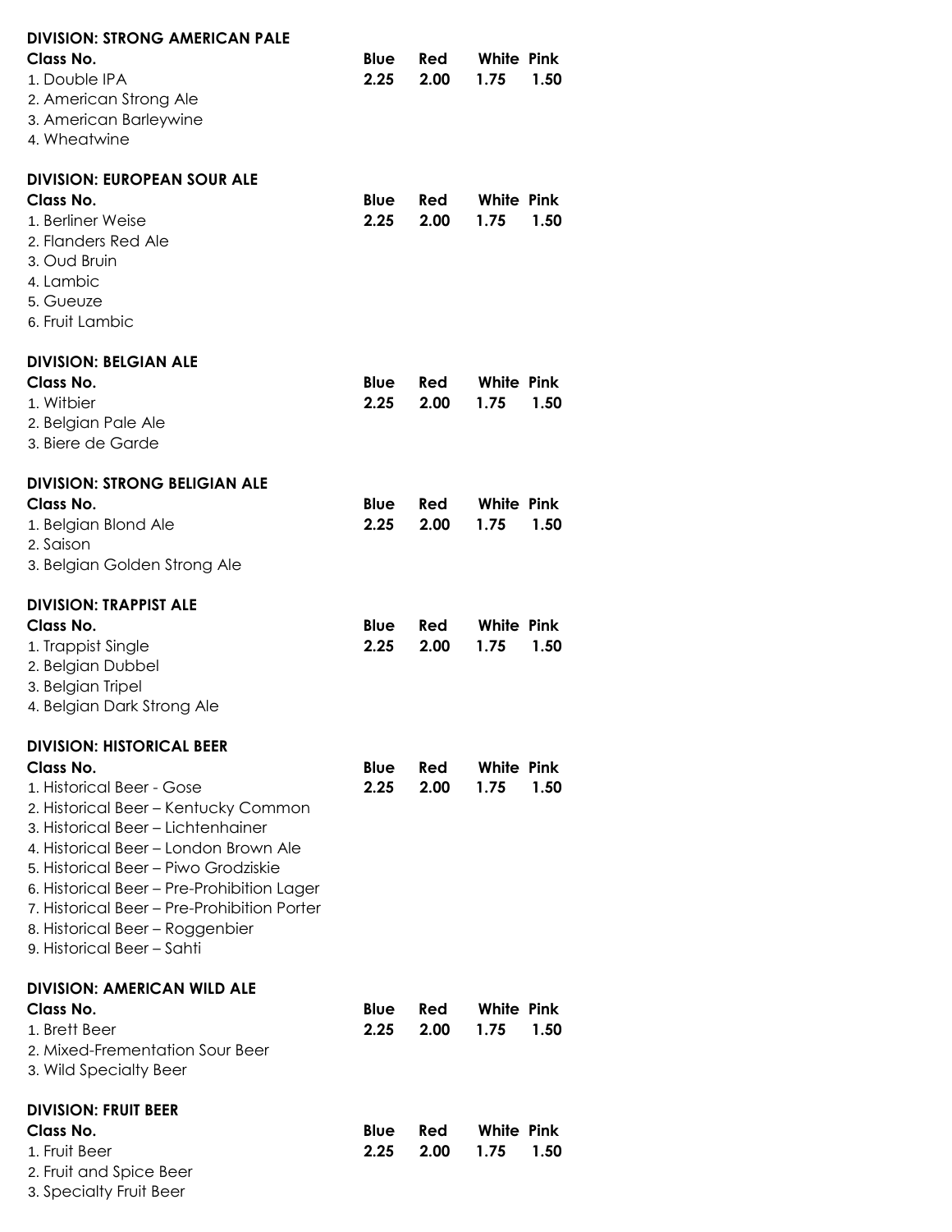**DIVISION: STRONG AMERICAN PALE**

| Class No. | Blue | Red | White | Pink |
|---|---|---|---|---|
| 1. Double IPA | 2.25 | 2.00 | 1.75 | 1.50 |
| 2. American Strong Ale | | | | |
| 3. American Barleywine | | | | |
| 4. Wheatwine | | | | |

**DIVISION: EUROPEAN SOUR ALE**

| Class No. | Blue | Red | White | Pink |
|---|---|---|---|---|
| 1. Berliner Weise | 2.25 | 2.00 | 1.75 | 1.50 |
| 2. Flanders Red Ale | | | | |
| 3. Oud Bruin | | | | |
| 4. Lambic | | | | |
| 5. Gueuze | | | | |
| 6. Fruit Lambic | | | | |

**DIVISION: BELGIAN ALE**

| Class No. | Blue | Red | White | Pink |
|---|---|---|---|---|
| 1. Witbier | 2.25 | 2.00 | 1.75 | 1.50 |
| 2. Belgian Pale Ale | | | | |
| 3. Biere de Garde | | | | |

**DIVISION: STRONG BELIGIAN ALE**

| Class No. | Blue | Red | White | Pink |
|---|---|---|---|---|
| 1. Belgian Blond Ale | 2.25 | 2.00 | 1.75 | 1.50 |
| 2. Saison | | | | |
| 3. Belgian Golden Strong Ale | | | | |

**DIVISION: TRAPPIST ALE**

| Class No. | Blue | Red | White | Pink |
|---|---|---|---|---|
| 1. Trappist Single | 2.25 | 2.00 | 1.75 | 1.50 |
| 2. Belgian Dubbel | | | | |
| 3. Belgian Tripel | | | | |
| 4. Belgian Dark Strong Ale | | | | |

**DIVISION: HISTORICAL BEER**

| Class No. | Blue | Red | White | Pink |
|---|---|---|---|---|
| 1. Historical Beer - Gose | 2.25 | 2.00 | 1.75 | 1.50 |
| 2. Historical Beer – Kentucky Common | | | | |
| 3. Historical Beer – Lichtenhainer | | | | |
| 4. Historical Beer – London Brown Ale | | | | |
| 5. Historical Beer – Piwo Grodziskie | | | | |
| 6. Historical Beer – Pre-Prohibition Lager | | | | |
| 7. Historical Beer – Pre-Prohibition Porter | | | | |
| 8. Historical Beer – Roggenbier | | | | |
| 9. Historical Beer – Sahti | | | | |

**DIVISION: AMERICAN WILD ALE**

| Class No. | Blue | Red | White | Pink |
|---|---|---|---|---|
| 1. Brett Beer | 2.25 | 2.00 | 1.75 | 1.50 |
| 2. Mixed-Frementation Sour Beer | | | | |
| 3. Wild Specialty Beer | | | | |

**DIVISION: FRUIT BEER**

| Class No. | Blue | Red | White | Pink |
|---|---|---|---|---|
| 1. Fruit Beer | 2.25 | 2.00 | 1.75 | 1.50 |
| 2. Fruit and Spice Beer | | | | |
| 3. Specialty Fruit Beer | | | | |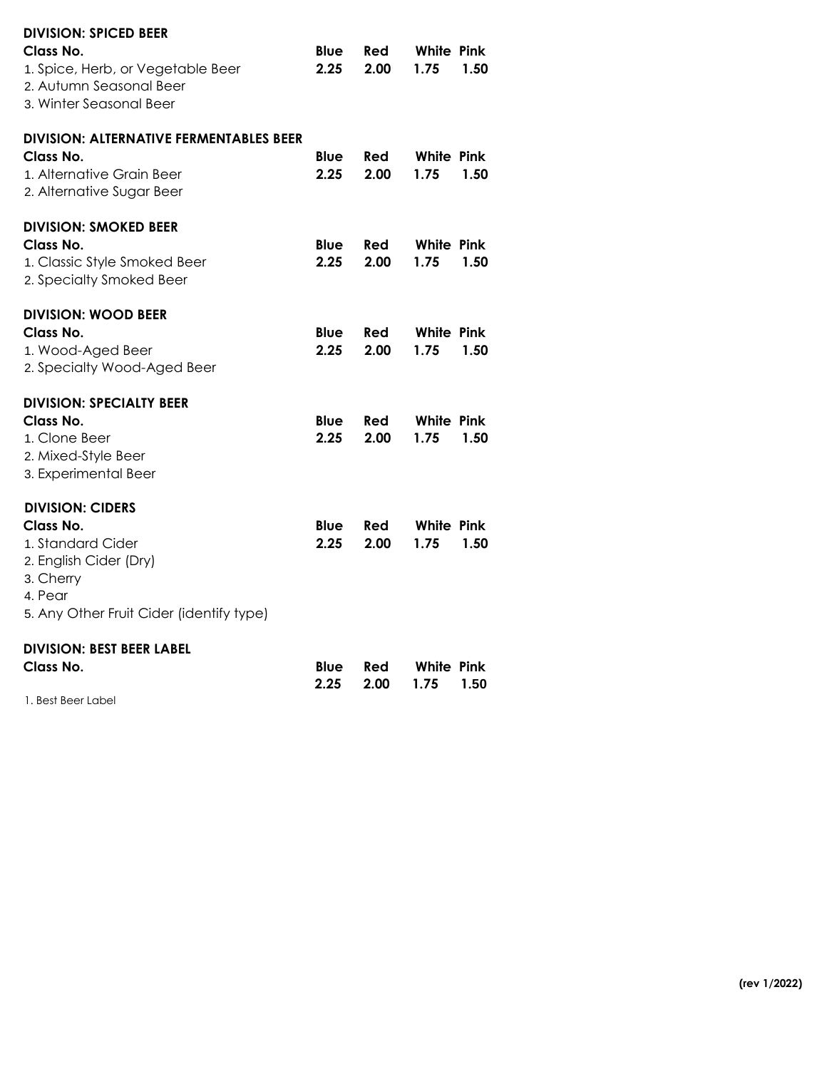**DIVISION: SPICED BEER**

| Class No. | Blue | Red | White | Pink |
|---|---|---|---|---|
| 1. Spice, Herb, or Vegetable Beer | 2.25 | 2.00 | 1.75 | 1.50 |
| 2. Autumn Seasonal Beer | | | | |
| 3. Winter Seasonal Beer | | | | |

**DIVISION: ALTERNATIVE FERMENTABLES BEER**

| Class No. | Blue | Red | White | Pink |
|---|---|---|---|---|
| 1. Alternative Grain Beer | 2.25 | 2.00 | 1.75 | 1.50 |
| 2. Alternative Sugar Beer | | | | |

**DIVISION: SMOKED BEER**

| Class No. | Blue | Red | White | Pink |
|---|---|---|---|---|
| 1. Classic Style Smoked Beer | 2.25 | 2.00 | 1.75 | 1.50 |
| 2. Specialty Smoked Beer | | | | |

**DIVISION: WOOD BEER**

| Class No. | Blue | Red | White | Pink |
|---|---|---|---|---|
| 1. Wood-Aged Beer | 2.25 | 2.00 | 1.75 | 1.50 |
| 2. Specialty Wood-Aged Beer | | | | |

**DIVISION: SPECIALTY BEER**

| Class No. | Blue | Red | White | Pink |
|---|---|---|---|---|
| 1. Clone Beer | 2.25 | 2.00 | 1.75 | 1.50 |
| 2. Mixed-Style Beer | | | | |
| 3. Experimental Beer | | | | |

**DIVISION: CIDERS**

| Class No. | Blue | Red | White | Pink |
|---|---|---|---|---|
| 1. Standard Cider | 2.25 | 2.00 | 1.75 | 1.50 |
| 2. English Cider (Dry) | | | | |
| 3. Cherry | | | | |
| 4. Pear | | | | |
| 5. Any Other Fruit Cider (identify type) | | | | |

**DIVISION: BEST BEER LABEL**

| Class No. | Blue | Red | White | Pink |
|---|---|---|---|---|
| | 2.25 | 2.00 | 1.75 | 1.50 |
| 1. Best Beer Label | | | | |

(rev 1/2022)